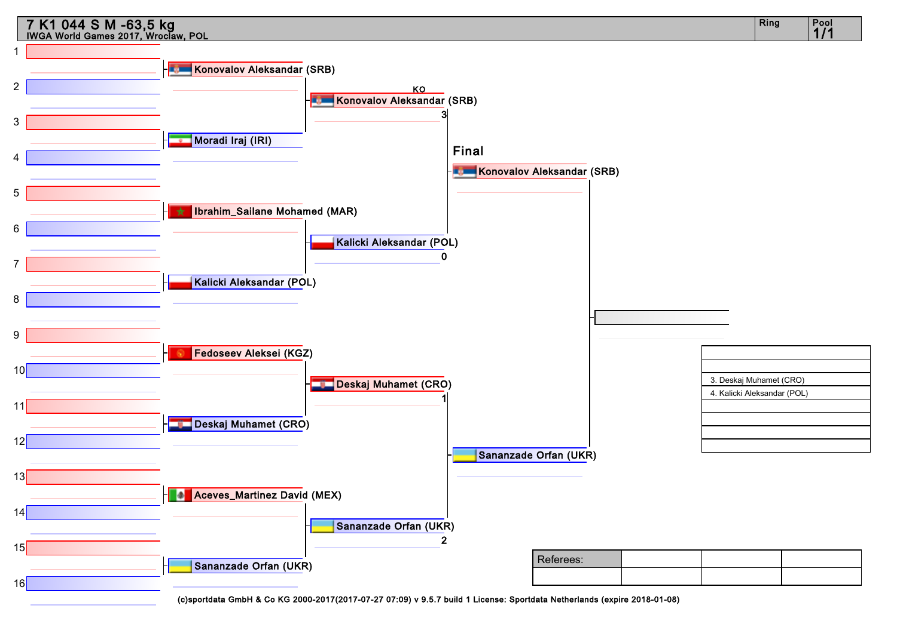# 7 K1 044 S M -63,5 kg

IWGA World Games 2017, Wroclaw, POL

Ring | Pool 1/1

1
2
3
4
5
6
7
8
9
10
11
12
13
14
15
16

**Round 1**

- Konovalov Aleksandar (SRB)
- Moradi Iraj (IRI)
- Ibrahim_Sailane Mohamed (MAR)
- Kalicki Aleksandar (POL)
- Fedoseev Aleksei (KGZ)
- Deskaj Muhamet (CRO)
- Aceves_Martinez David (MEX)
- Sananzade Orfan (UKR)

**Semi-finals**

- KO Konovalov Aleksandar (SRB) 3
- Kalicki Aleksandar (POL) 0
- Deskaj Muhamet (CRO) 1
- Sananzade Orfan (UKR) 2

**Final**

- Konovalov Aleksandar (SRB)
- Sananzade Orfan (UKR)

| |
|---|
| |
| |
| 3. Deskaj Muhamet (CRO) |
| 4. Kalicki Aleksandar (POL) |
| |
| |
| |
| |

| Referees: | | | |
|---|---|---|---|
| | | | |

(c)sportdata GmbH & Co KG 2000-2017(2017-07-27 07:09) v 9.5.7 build 1 License: Sportdata Netherlands (expire 2018-01-08)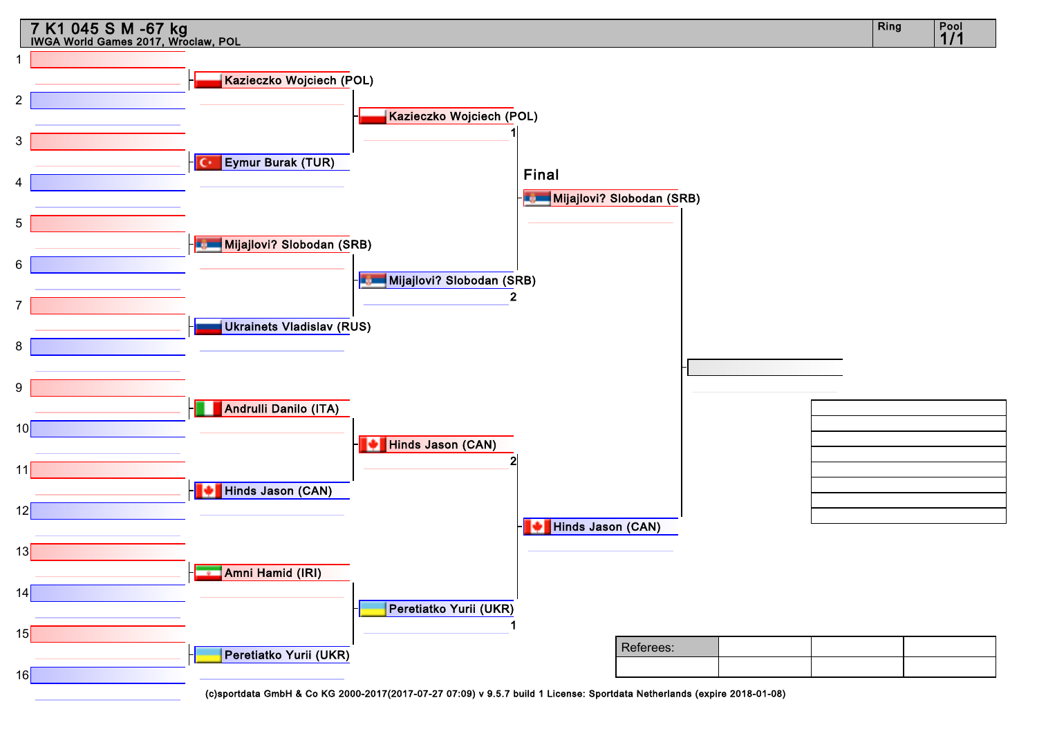# 7 K1 045 S M -67 kg

IWGA World Games 2017, Wroclaw, POL

Ring | Pool 1/1

1
2
3
4
5
6
7
8
9
10
11
12
13
14
15
16

Kazieczko Wojciech (POL)

Eymur Burak (TUR)

Mijajlovi? Slobodan (SRB)

Ukrainets Vladislav (RUS)

Andrulli Danilo (ITA)

Hinds Jason (CAN)

Amni Hamid (IRI)

Peretiatko Yurii (UKR)

Kazieczko Wojciech (POL)
1

Mijajlovi? Slobodan (SRB)
2

Hinds Jason (CAN)
2

Peretiatko Yurii (UKR)
1

**Final**

Mijajlovi? Slobodan (SRB)

Hinds Jason (CAN)

| Referees: | | | |
|---|---|---|---|
| | | | |

(c)sportdata GmbH & Co KG 2000-2017(2017-07-27 07:09) v 9.5.7 build 1 License: Sportdata Netherlands (expire 2018-01-08)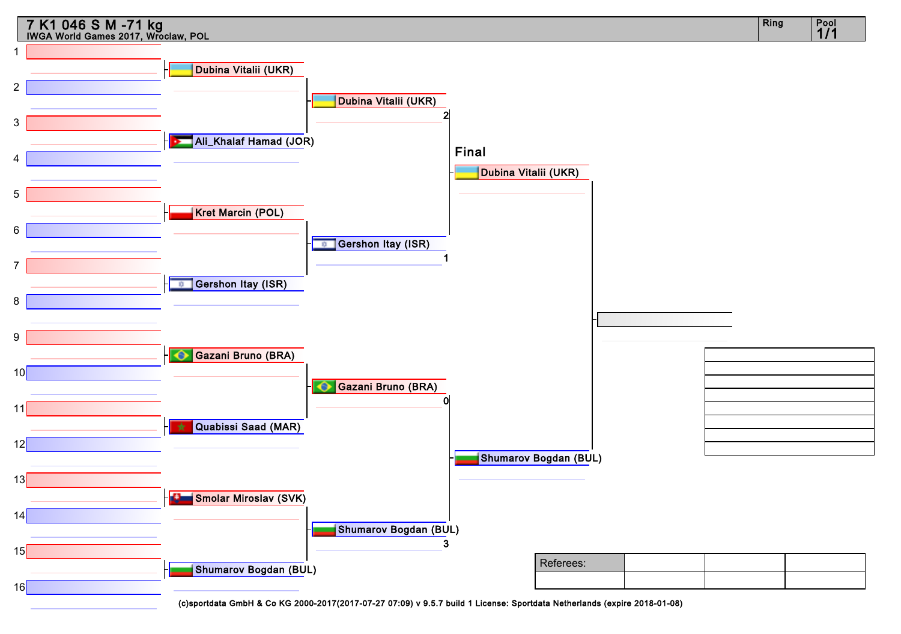# 7 K1 046 S M -71 kg

IWGA World Games 2017, Wroclaw, POL

Ring | Pool 1/1

| Slot | Round 1 | Semifinal | Final |
|---|---|---|---|
| 1 | | | |
| 2 | Dubina Vitalii (UKR) | | |
| 3 | | Dubina Vitalii (UKR) 2 | |
| 4 | Ali_Khalaf Hamad (JOR) | | |
| 5 | | | Dubina Vitalii (UKR) |
| 6 | Kret Marcin (POL) | | |
| 7 | | Gershon Itay (ISR) 1 | |
| 8 | Gershon Itay (ISR) | | |
| 9 | | | |
| 10 | Gazani Bruno (BRA) | | |
| 11 | | Gazani Bruno (BRA) 0 | |
| 12 | Quabissi Saad (MAR) | | |
| 13 | | | Shumarov Bogdan (BUL) |
| 14 | Smolar Miroslav (SVK) | | |
| 15 | | Shumarov Bogdan (BUL) 3 | |
| 16 | Shumarov Bogdan (BUL) | | |

Referees:

(c)sportdata GmbH & Co KG 2000-2017(2017-07-27 07:09) v 9.5.7 build 1 License: Sportdata Netherlands (expire 2018-01-08)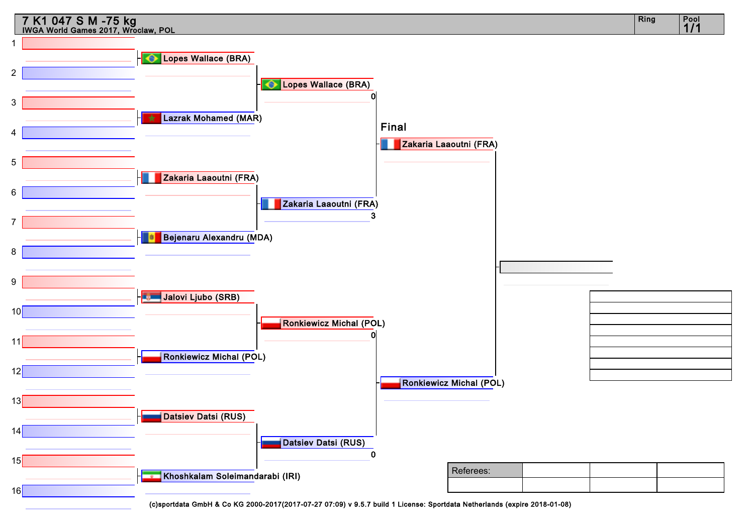# 7 K1 047 S M -75 kg

IWGA World Games 2017, Wroclaw, POL

Ring | Pool 1/1

| Slot | Round 1 | Quarterfinal | Semifinal | Final |
|---|---|---|---|---|
| 1 | | | | |
| 2 | Lopes Wallace (BRA) | | | |
| 3 | | Lopes Wallace (BRA) 0 | | |
| 4 | Lazrak Mohamed (MAR) | | | |
| 5 | | | Zakaria Laaoutni (FRA) | |
| 6 | Zakaria Laaoutni (FRA) | | | |
| 7 | | Zakaria Laaoutni (FRA) 3 | | |
| 8 | Bejenaru Alexandru (MDA) | | | |
| 9 | | | | |
| 10 | Jalovi Ljubo (SRB) | | | |
| 11 | | Ronkiewicz Michal (POL) 0 | | |
| 12 | Ronkiewicz Michal (POL) | | | |
| 13 | | | Ronkiewicz Michal (POL) | |
| 14 | Datsiev Datsi (RUS) | | | |
| 15 | | Datsiev Datsi (RUS) 0 | | |
| 16 | Khoshkalam Soleimandarabi (IRI) | | | |

Referees:

(c)sportdata GmbH & Co KG 2000-2017(2017-07-27 07:09) v 9.5.7 build 1 License: Sportdata Netherlands (expire 2018-01-08)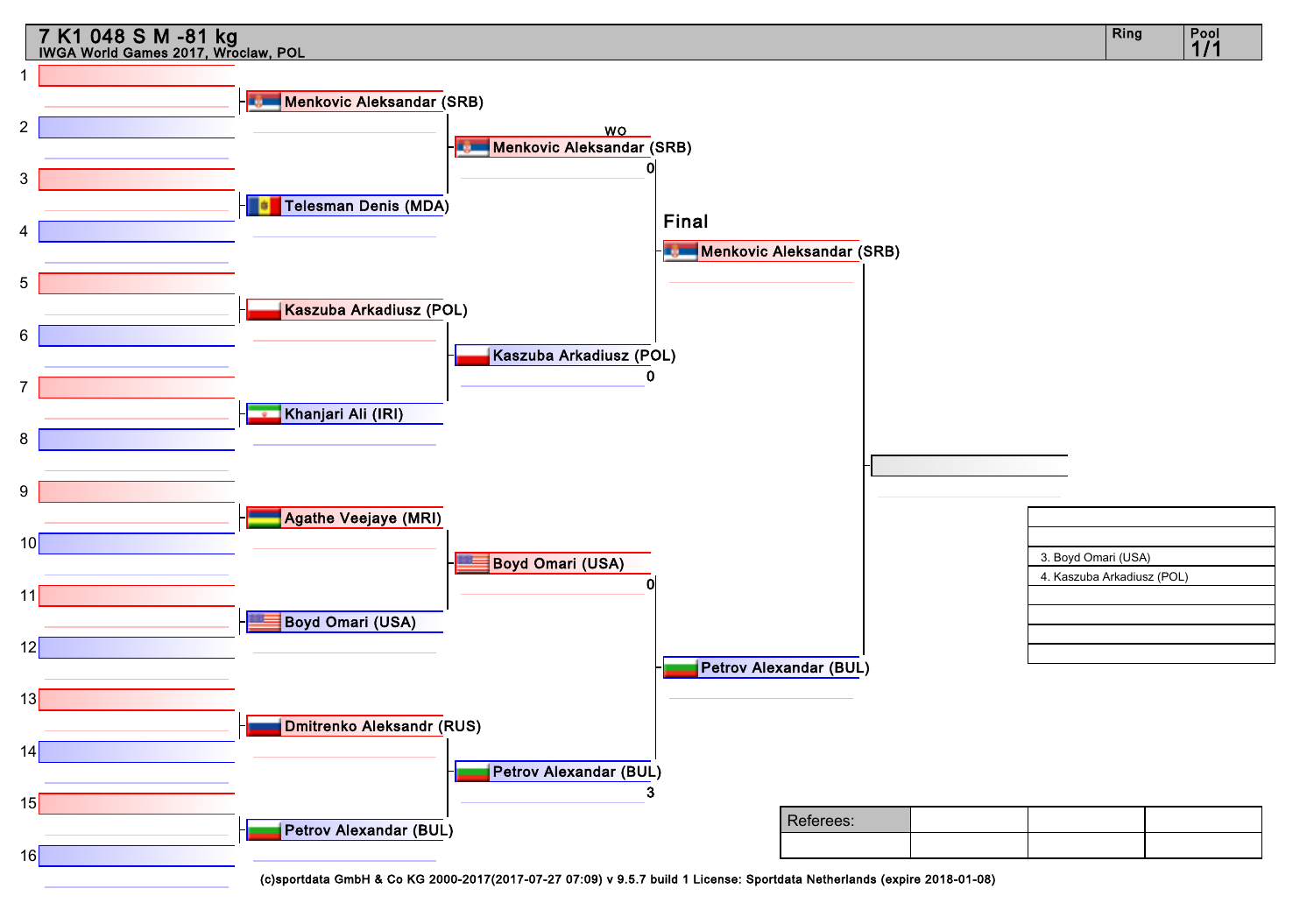# 7 K1 048 S M -81 kg

IWGA World Games 2017, Wroclaw, POL

Ring

Pool 1/1

1
2
3
4
5
6
7
8
9
10
11
12
13
14
15
16

**Round 1**

- Menkovic Aleksandar (SRB)
- Telesman Denis (MDA)
- Kaszuba Arkadiusz (POL)
- Khanjari Ali (IRI)
- Agathe Veejaye (MRI)
- Boyd Omari (USA)
- Dmitrenko Aleksandr (RUS)
- Petrov Alexandar (BUL)

**Semi-finals**

- WO Menkovic Aleksandar (SRB) 0
- Kaszuba Arkadiusz (POL) 0
- Boyd Omari (USA) 0
- Petrov Alexandar (BUL) 3

**Final**

- Menkovic Aleksandar (SRB)
- Petrov Alexandar (BUL)

| |
|---|
| |
| |
| 3. Boyd Omari (USA) |
| 4. Kaszuba Arkadiusz (POL) |
| |
| |
| |
| |

| Referees: | | | |
|---|---|---|---|
| | | | |

(c)sportdata GmbH & Co KG 2000-2017(2017-07-27 07:09) v 9.5.7 build 1 License: Sportdata Netherlands (expire 2018-01-08)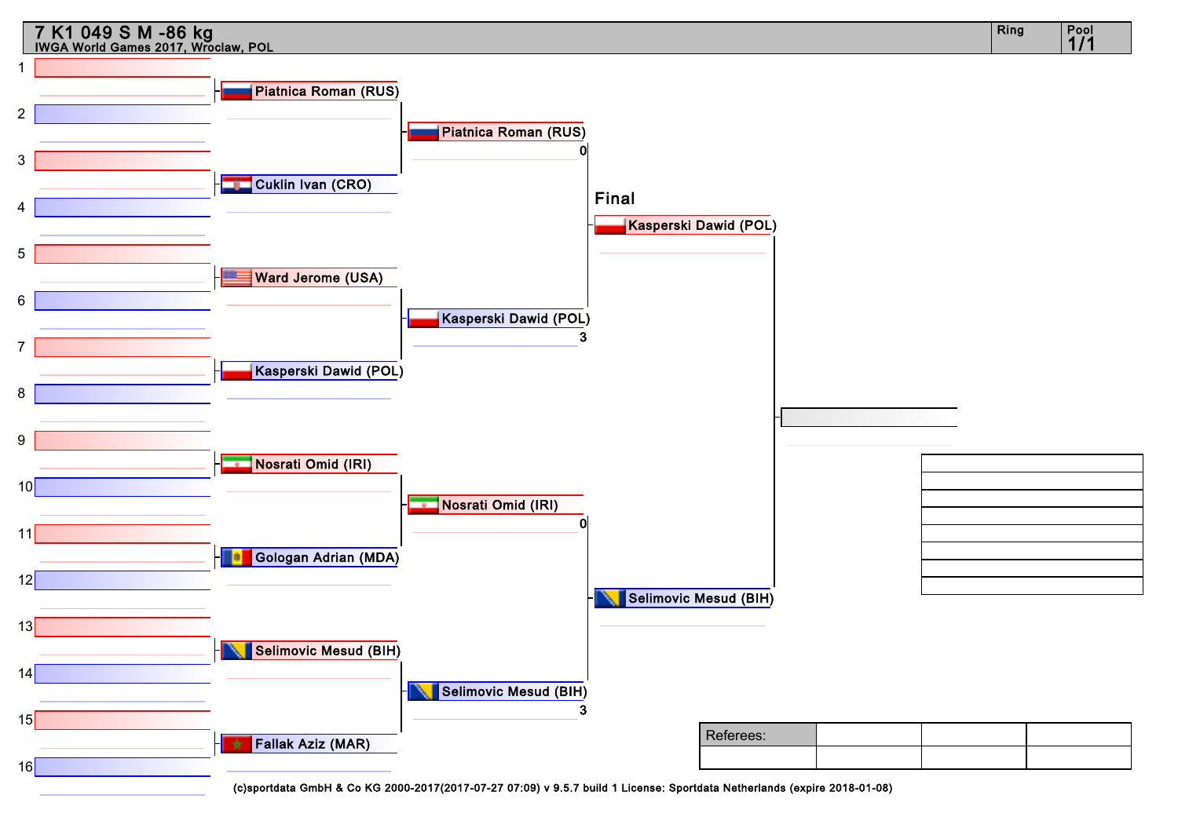# 7 K1 049 S M -86 kg

IWGA World Games 2017, Wroclaw, POL

Ring | Pool 1/1

| Position | Round 1 | Semifinal | Final |
|---|---|---|---|
| 1–2 | Piatnica Roman (RUS) | Piatnica Roman (RUS) 0 | Kasperski Dawid (POL) |
| 3–4 | Cuklin Ivan (CRO) | | |
| 5–6 | Ward Jerome (USA) | Kasperski Dawid (POL) 3 | |
| 7–8 | Kasperski Dawid (POL) | | |
| 9–10 | Nosrati Omid (IRI) | Nosrati Omid (IRI) 0 | Selimovic Mesud (BIH) |
| 11–12 | Gologan Adrian (MDA) | | |
| 13–14 | Selimovic Mesud (BIH) | Selimovic Mesud (BIH) 3 | |
| 15–16 | Fallak Aziz (MAR) | | |

Referees:

(c)sportdata GmbH & Co KG 2000-2017(2017-07-27 07:09) v 9.5.7 build 1 License: Sportdata Netherlands (expire 2018-01-08)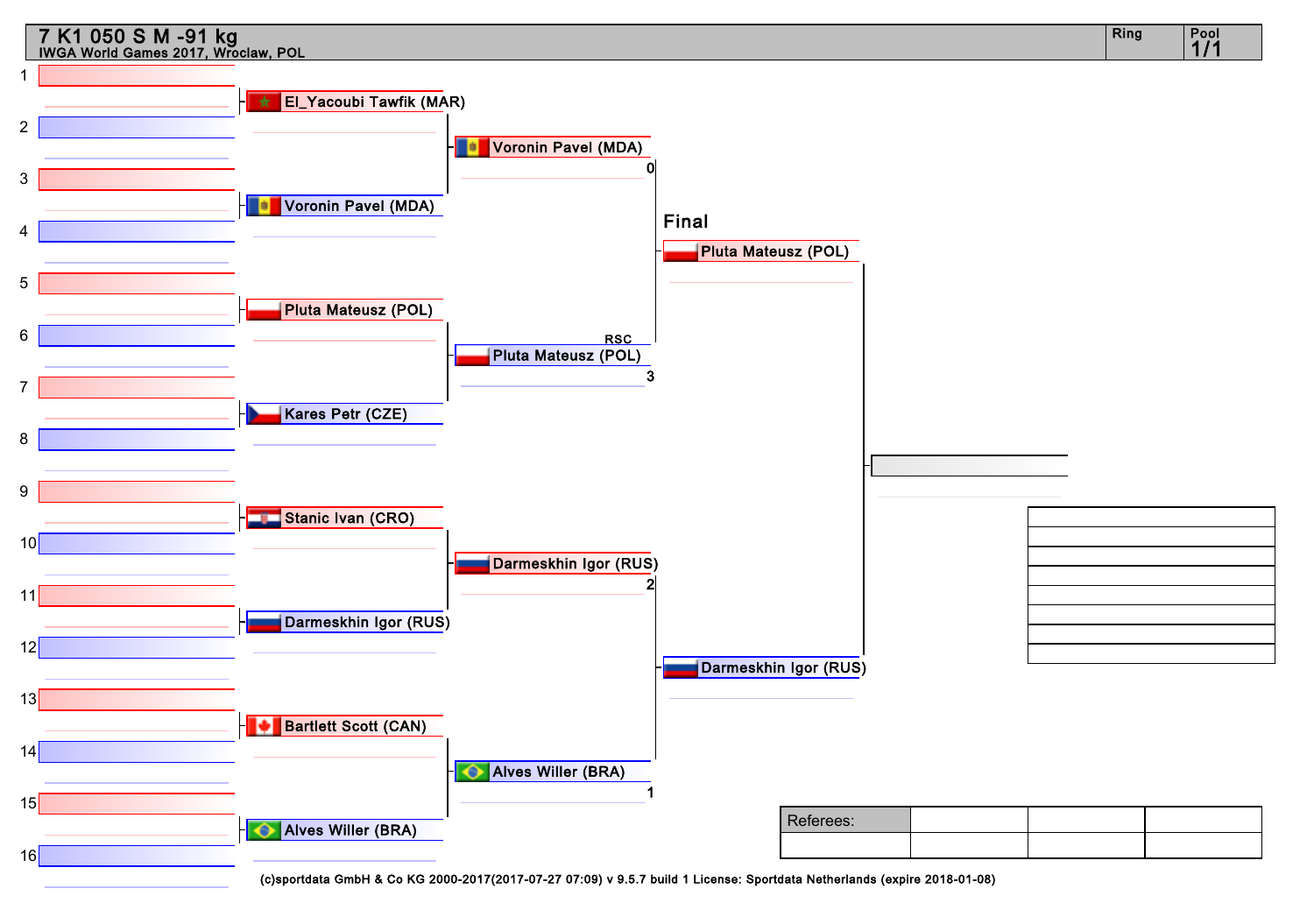# 7 K1 050 S M -91 kg

IWGA World Games 2017, Wroclaw, POL

Ring | Pool 1/1

## Round 1

| Slot | Competitor |
|---|---|
| 1–2 | El_Yacoubi Tawfik (MAR) |
| 3–4 | Voronin Pavel (MDA) |
| 5–6 | Pluta Mateusz (POL) |
| 7–8 | Kares Petr (CZE) |
| 9–10 | Stanic Ivan (CRO) |
| 11–12 | Darmeskhin Igor (RUS) |
| 13–14 | Bartlett Scott (CAN) |
| 15–16 | Alves Willer (BRA) |

## Semifinals

| Competitor | Score |
|---|---|
| Voronin Pavel (MDA) | 0 |
| Pluta Mateusz (POL) | 3 (RSC) |
| Darmeskhin Igor (RUS) | 2 |
| Alves Willer (BRA) | 1 |

## Final

- Pluta Mateusz (POL)
- Darmeskhin Igor (RUS)

| Referees: | | | |
|---|---|---|---|
| | | | |

(c)sportdata GmbH & Co KG 2000-2017(2017-07-27 07:09) v 9.5.7 build 1 License: Sportdata Netherlands (expire 2018-01-08)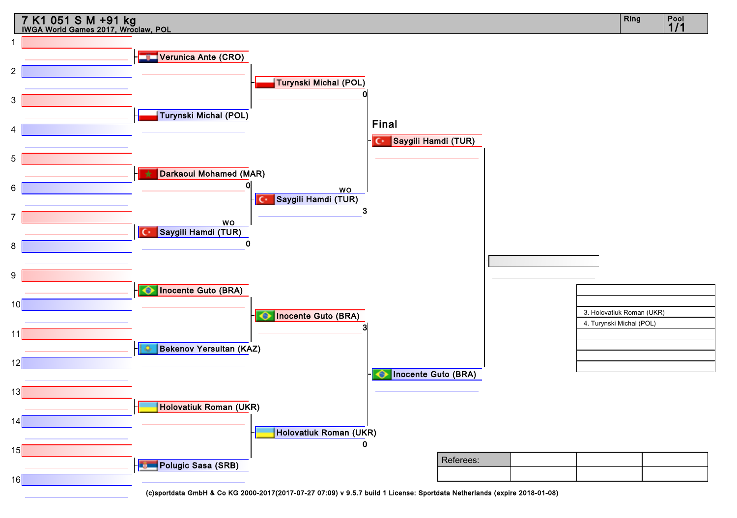# 7 K1 051 S M +91 kg

IWGA World Games 2017, Wroclaw, POL

Ring | Pool 1/1

| Round 1 | Quarterfinals | Semifinals | Final |
|---|---|---|---|
| Verunica Ante (CRO) | Turynski Michal (POL) 0 | Saygili Hamdi (TUR) | |
| Turynski Michal (POL) | | | |
| Darkaoui Mohamed (MAR) 0 | Saygili Hamdi (TUR) WO 3 | | |
| Saygili Hamdi (TUR) WO 0 | | | |
| Inocente Guto (BRA) | Inocente Guto (BRA) 3 | Inocente Guto (BRA) | |
| Bekenov Yersultan (KAZ) | | | |
| Holovatiuk Roman (UKR) | Holovatiuk Roman (UKR) 0 | | |
| Polugic Sasa (SRB) | | | |

**Final**

| Ranking |
|---|
| |
| |
| 3. Holovatiuk Roman (UKR) |
| 4. Turynski Michal (POL) |
| |
| |
| |
| |

| Referees: | | | |
|---|---|---|---|
| | | | |

(c)sportdata GmbH & Co KG 2000-2017(2017-07-27 07:09) v 9.5.7 build 1 License: Sportdata Netherlands (expire 2018-01-08)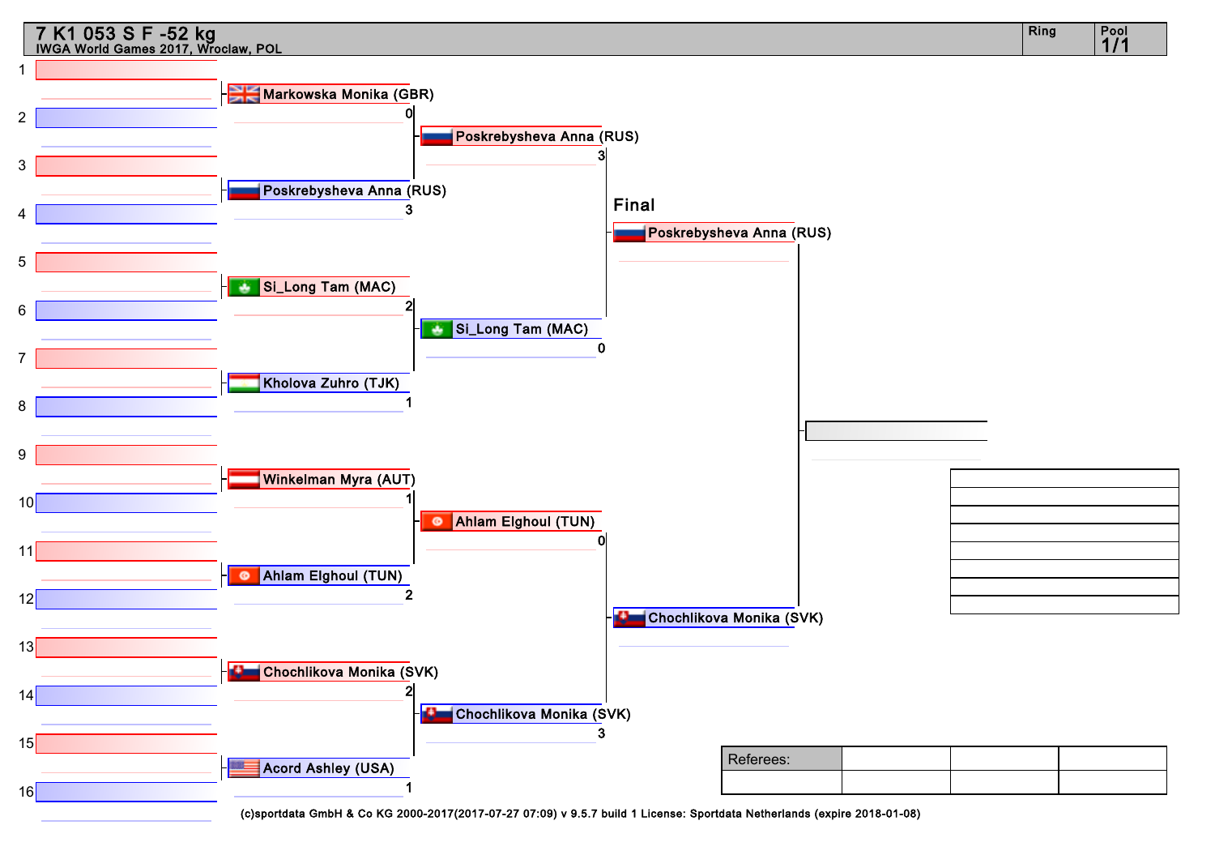# 7 K1 053 S F -52 kg

IWGA World Games 2017, Wroclaw, POL

Ring

Pool 1/1

| Position | Round 1 | Score | Semifinal | Score | Final |
|---|---|---|---|---|---|
| 1–2 | Markowska Monika (GBR) | 0 | Poskrebysheva Anna (RUS) | 3 | Poskrebysheva Anna (RUS) |
| 3–4 | Poskrebysheva Anna (RUS) | 3 | | | |
| 5–6 | Si_Long Tam (MAC) | 2 | Si_Long Tam (MAC) | 0 | |
| 7–8 | Kholova Zuhro (TJK) | 1 | | | |
| 9–10 | Winkelman Myra (AUT) | 1 | Ahlam Elghoul (TUN) | 0 | Chochlikova Monika (SVK) |
| 11–12 | Ahlam Elghoul (TUN) | 2 | | | |
| 13–14 | Chochlikova Monika (SVK) | 2 | Chochlikova Monika (SVK) | 3 | |
| 15–16 | Acord Ashley (USA) | 1 | | | |

Final

Referees:

(c)sportdata GmbH & Co KG 2000-2017(2017-07-27 07:09) v 9.5.7 build 1 License: Sportdata Netherlands (expire 2018-01-08)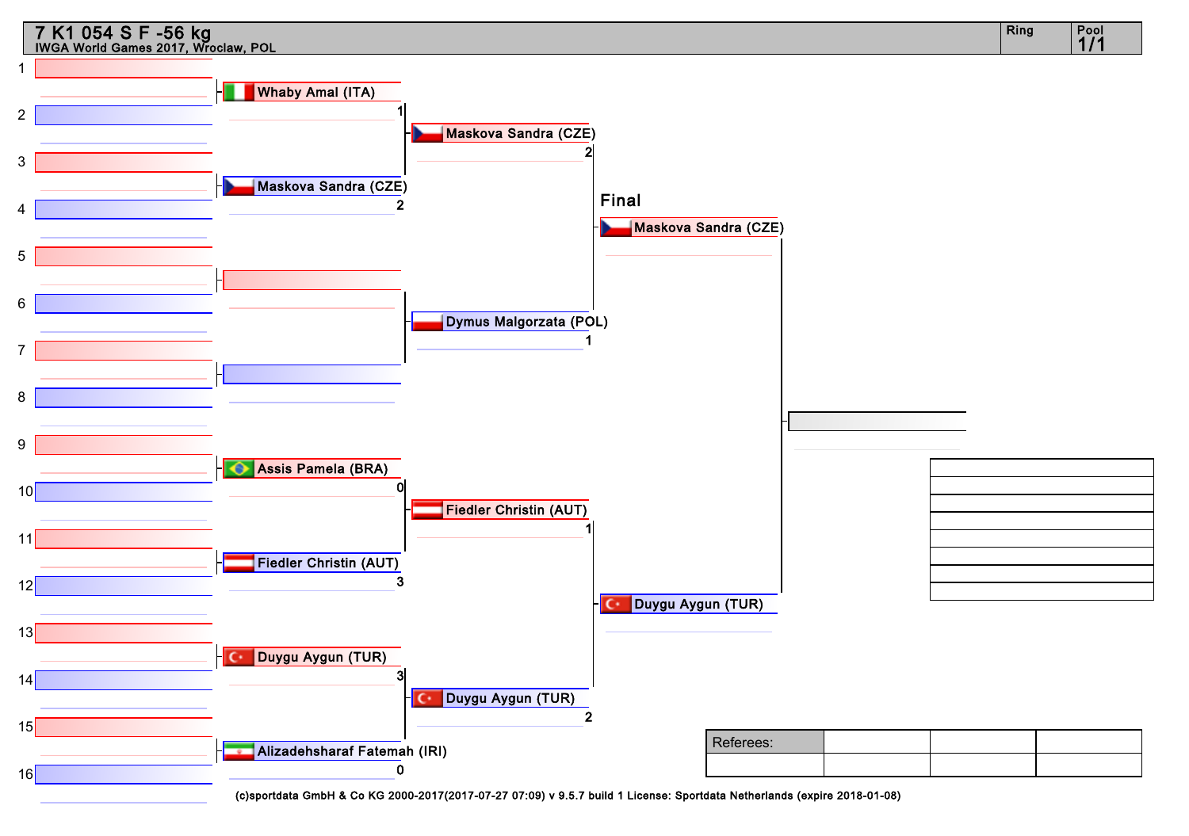# 7 K1 054 S F -56 kg

IWGA World Games 2017, Wroclaw, POL

Ring | Pool 1/1

**Round 1**

| Position | Athlete | Score |
|---|---|---|
| 1–2 | Whaby Amal (ITA) | 1 |
| 3–4 | Maskova Sandra (CZE) | 2 |
| 5–6 | | |
| 7–8 | | |
| 9–10 | Assis Pamela (BRA) | 0 |
| 11–12 | Fiedler Christin (AUT) | 3 |
| 13–14 | Duygu Aygun (TUR) | 3 |
| 15–16 | Alizadehsharaf Fatemah (IRI) | 0 |

**Semifinals**

| Athlete | Score |
|---|---|
| Maskova Sandra (CZE) | 2 |
| Dymus Malgorzata (POL) | 1 |
| Fiedler Christin (AUT) | 1 |
| Duygu Aygun (TUR) | 2 |

**Final**

| Athlete |
|---|
| Maskova Sandra (CZE) |
| Duygu Aygun (TUR) |

Referees:

(c)sportdata GmbH & Co KG 2000-2017(2017-07-27 07:09) v 9.5.7 build 1 License: Sportdata Netherlands (expire 2018-01-08)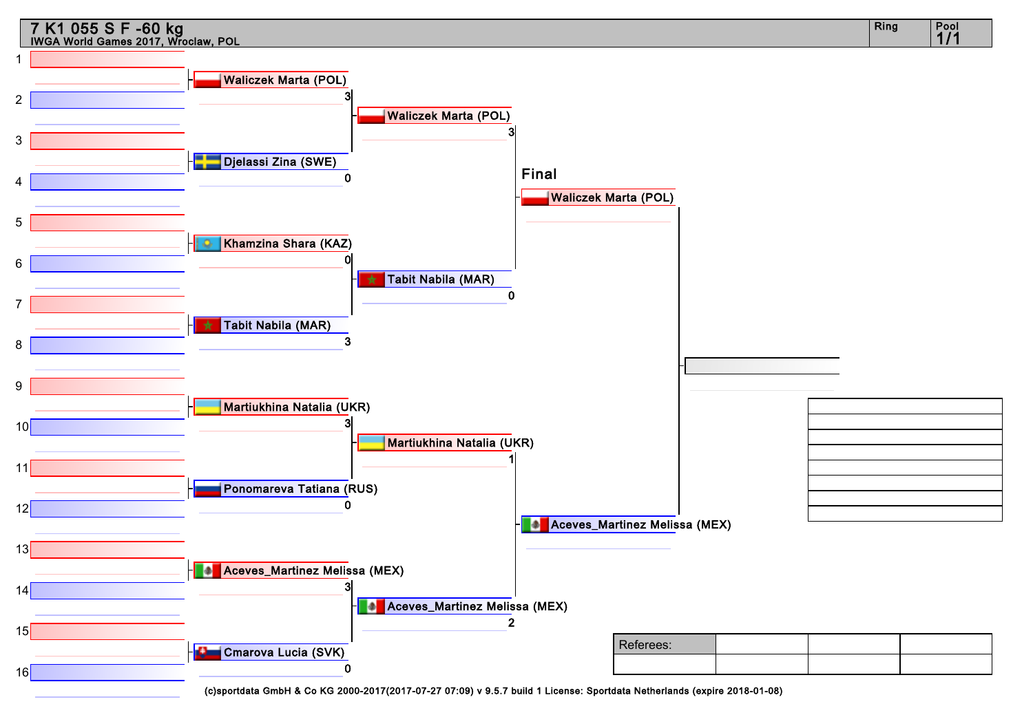# 7 K1 055 S F -60 kg

IWGA World Games 2017, Wroclaw, POL

Ring | Pool 1/1

## Quarterfinals

| Athlete | Score |
|---|---|
| Waliczek Marta (POL) | 3 |
| Djelassi Zina (SWE) | 0 |
| Khamzina Shara (KAZ) | 0 |
| Tabit Nabila (MAR) | 3 |
| Martiukhina Natalia (UKR) | 3 |
| Ponomareva Tatiana (RUS) | 0 |
| Aceves_Martinez Melissa (MEX) | 3 |
| Cmarova Lucia (SVK) | 0 |

## Semifinals

| Athlete | Score |
|---|---|
| Waliczek Marta (POL) | 3 |
| Tabit Nabila (MAR) | 0 |
| Martiukhina Natalia (UKR) | 1 |
| Aceves_Martinez Melissa (MEX) | 2 |

## Final

| Athlete |
|---|
| Waliczek Marta (POL) |
| Aceves_Martinez Melissa (MEX) |

Referees:

(c)sportdata GmbH & Co KG 2000-2017(2017-07-27 07:09) v 9.5.7 build 1 License: Sportdata Netherlands (expire 2018-01-08)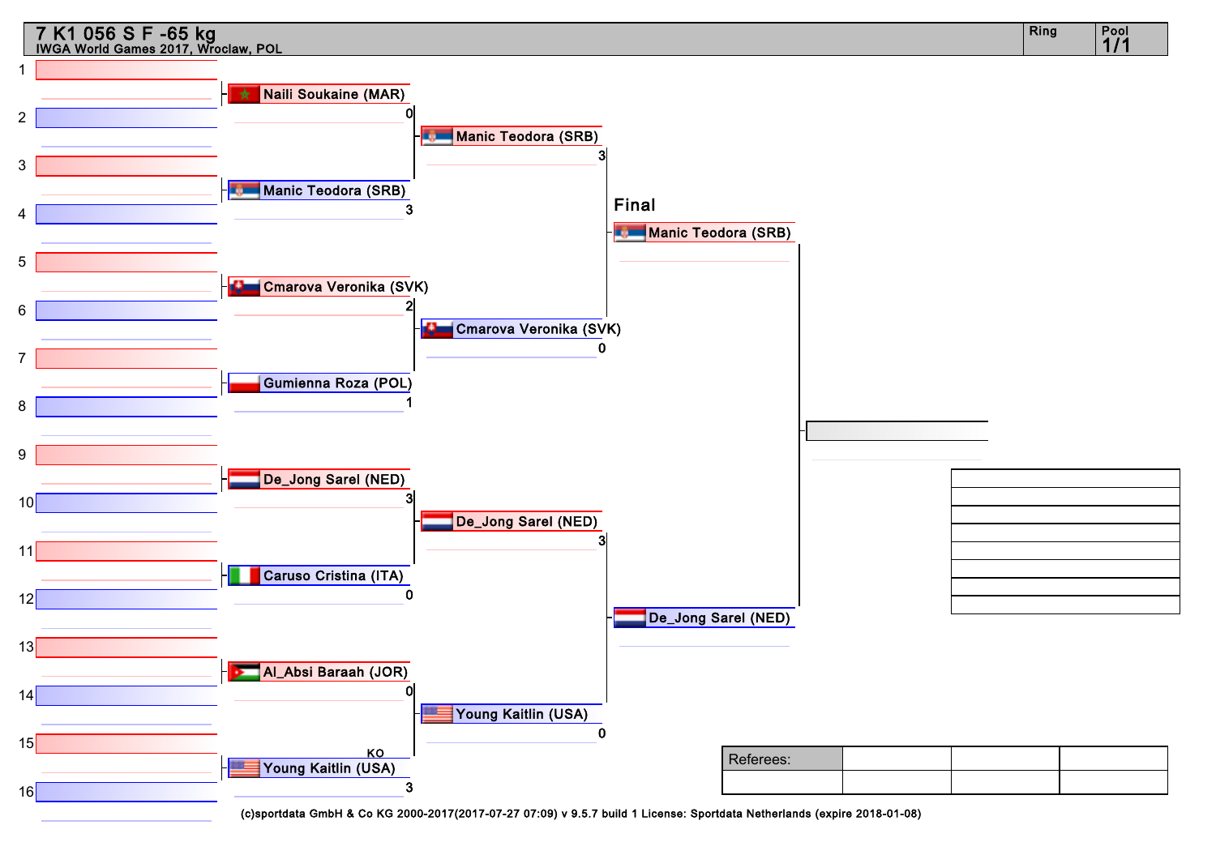# 7 K1 056 S F -65 kg

IWGA World Games 2017, Wroclaw, POL

Ring

Pool 1/1

1
2
3
4
5
6
7
8
9
10
11
12
13
14
15
16

Naili Soukaine (MAR) 0

Manic Teodora (SRB) 3

Cmarova Veronika (SVK) 2

Gumienna Roza (POL) 1

De_Jong Sarel (NED) 3

Caruso Cristina (ITA) 0

Al_Absi Baraah (JOR) 0

KO

Young Kaitlin (USA) 3

Manic Teodora (SRB) 3

Cmarova Veronika (SVK) 0

De_Jong Sarel (NED) 3

Young Kaitlin (USA) 0

Final

Manic Teodora (SRB)

De_Jong Sarel (NED)

| Referees: | | | |
|---|---|---|---|
| | | | |

(c)sportdata GmbH & Co KG 2000-2017(2017-07-27 07:09) v 9.5.7 build 1 License: Sportdata Netherlands (expire 2018-01-08)